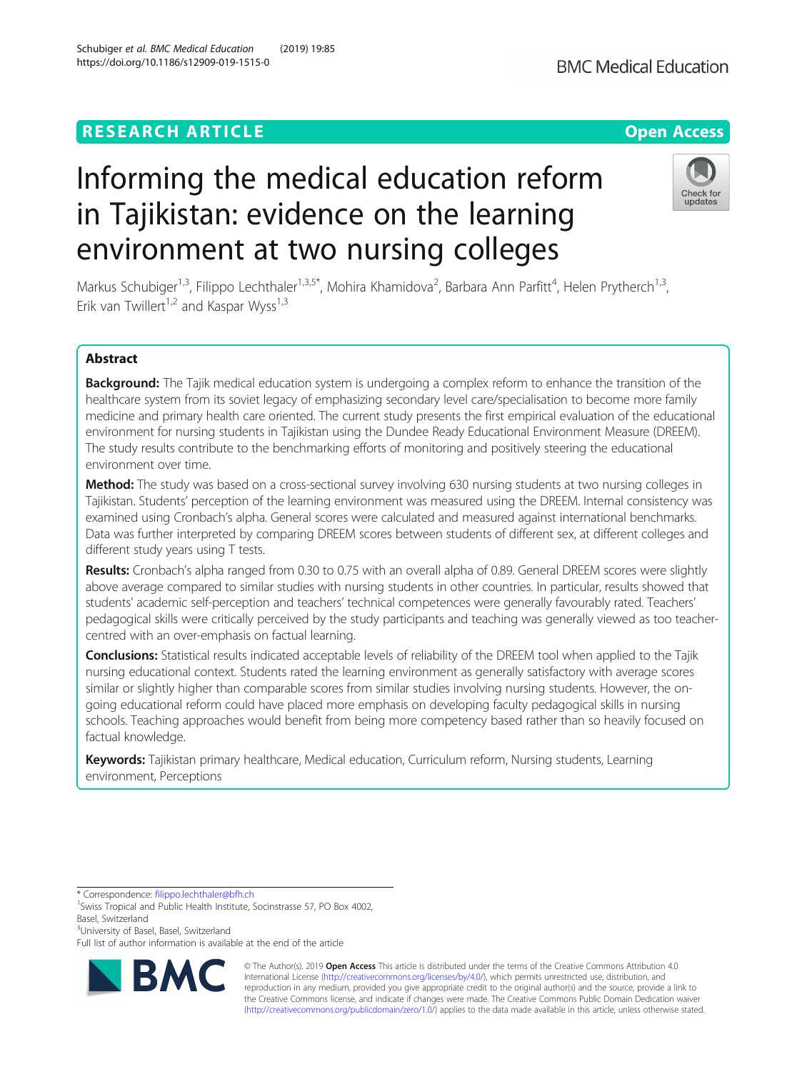RESEARCH ARTICLE

Open Access

# Informing the medical education reform in Tajikistan: evidence on the learning environment at two nursing colleges

Markus Schubiger[1,3], Filippo Lechthaler[1,3,5*], Mohira Khamidova[2], Barbara Ann Parfitt[4], Helen Prytherch[1,3], Erik van Twillert[1,2] and Kaspar Wyss[1,3]

## Abstract

**Background:** The Tajik medical education system is undergoing a complex reform to enhance the transition of the healthcare system from its soviet legacy of emphasizing secondary level care/specialisation to become more family medicine and primary health care oriented. The current study presents the first empirical evaluation of the educational environment for nursing students in Tajikistan using the Dundee Ready Educational Environment Measure (DREEM). The study results contribute to the benchmarking efforts of monitoring and positively steering the educational environment over time.

**Method:** The study was based on a cross-sectional survey involving 630 nursing students at two nursing colleges in Tajikistan. Students' perception of the learning environment was measured using the DREEM. Internal consistency was examined using Cronbach's alpha. General scores were calculated and measured against international benchmarks. Data was further interpreted by comparing DREEM scores between students of different sex, at different colleges and different study years using T tests.

**Results:** Cronbach's alpha ranged from 0.30 to 0.75 with an overall alpha of 0.89. General DREEM scores were slightly above average compared to similar studies with nursing students in other countries. In particular, results showed that students' academic self-perception and teachers' technical competences were generally favourably rated. Teachers' pedagogical skills were critically perceived by the study participants and teaching was generally viewed as too teacher-centred with an over-emphasis on factual learning.

**Conclusions:** Statistical results indicated acceptable levels of reliability of the DREEM tool when applied to the Tajik nursing educational context. Students rated the learning environment as generally satisfactory with average scores similar or slightly higher than comparable scores from similar studies involving nursing students. However, the on-going educational reform could have placed more emphasis on developing faculty pedagogical skills in nursing schools. Teaching approaches would benefit from being more competency based rather than so heavily focused on factual knowledge.

**Keywords:** Tajikistan primary healthcare, Medical education, Curriculum reform, Nursing students, Learning environment, Perceptions

---

* Correspondence: filippo.lechthaler@bfh.ch
[1]Swiss Tropical and Public Health Institute, Socinstrasse 57, PO Box 4002, Basel, Switzerland
[3]University of Basel, Basel, Switzerland
Full list of author information is available at the end of the article

© The Author(s). 2019 **Open Access** This article is distributed under the terms of the Creative Commons Attribution 4.0 International License (http://creativecommons.org/licenses/by/4.0/), which permits unrestricted use, distribution, and reproduction in any medium, provided you give appropriate credit to the original author(s) and the source, provide a link to the Creative Commons license, and indicate if changes were made. The Creative Commons Public Domain Dedication waiver (http://creativecommons.org/publicdomain/zero/1.0/) applies to the data made available in this article, unless otherwise stated.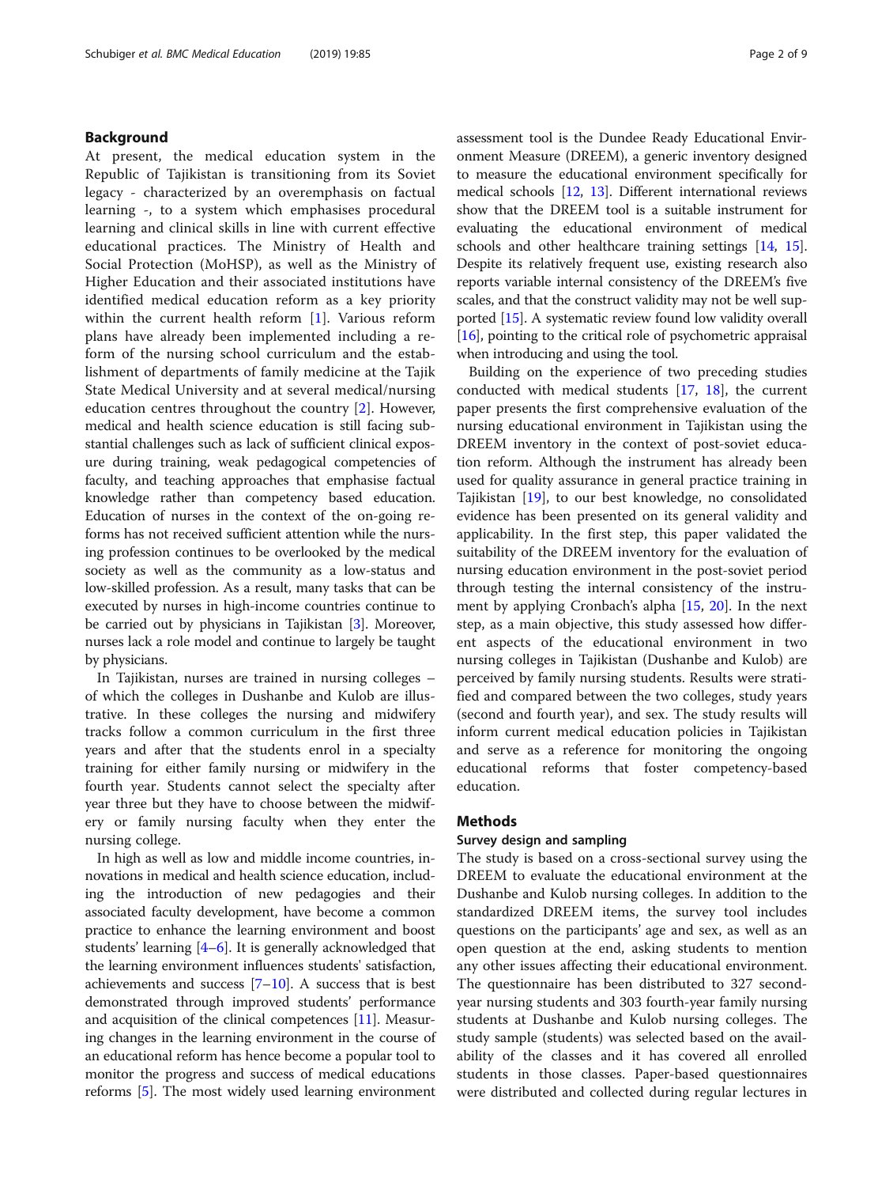## Background

At present, the medical education system in the Republic of Tajikistan is transitioning from its Soviet legacy - characterized by an overemphasis on factual learning -, to a system which emphasises procedural learning and clinical skills in line with current effective educational practices. The Ministry of Health and Social Protection (MoHSP), as well as the Ministry of Higher Education and their associated institutions have identified medical education reform as a key priority within the current health reform [1]. Various reform plans have already been implemented including a reform of the nursing school curriculum and the establishment of departments of family medicine at the Tajik State Medical University and at several medical/nursing education centres throughout the country [2]. However, medical and health science education is still facing substantial challenges such as lack of sufficient clinical exposure during training, weak pedagogical competencies of faculty, and teaching approaches that emphasise factual knowledge rather than competency based education. Education of nurses in the context of the on-going reforms has not received sufficient attention while the nursing profession continues to be overlooked by the medical society as well as the community as a low-status and low-skilled profession. As a result, many tasks that can be executed by nurses in high-income countries continue to be carried out by physicians in Tajikistan [3]. Moreover, nurses lack a role model and continue to largely be taught by physicians.

In Tajikistan, nurses are trained in nursing colleges – of which the colleges in Dushanbe and Kulob are illustrative. In these colleges the nursing and midwifery tracks follow a common curriculum in the first three years and after that the students enrol in a specialty training for either family nursing or midwifery in the fourth year. Students cannot select the specialty after year three but they have to choose between the midwifery or family nursing faculty when they enter the nursing college.

In high as well as low and middle income countries, innovations in medical and health science education, including the introduction of new pedagogies and their associated faculty development, have become a common practice to enhance the learning environment and boost students' learning [4–6]. It is generally acknowledged that the learning environment influences students' satisfaction, achievements and success [7–10]. A success that is best demonstrated through improved students' performance and acquisition of the clinical competences [11]. Measuring changes in the learning environment in the course of an educational reform has hence become a popular tool to monitor the progress and success of medical educations reforms [5]. The most widely used learning environment assessment tool is the Dundee Ready Educational Environment Measure (DREEM), a generic inventory designed to measure the educational environment specifically for medical schools [12, 13]. Different international reviews show that the DREEM tool is a suitable instrument for evaluating the educational environment of medical schools and other healthcare training settings [14, 15]. Despite its relatively frequent use, existing research also reports variable internal consistency of the DREEM's five scales, and that the construct validity may not be well supported [15]. A systematic review found low validity overall [16], pointing to the critical role of psychometric appraisal when introducing and using the tool.

Building on the experience of two preceding studies conducted with medical students [17, 18], the current paper presents the first comprehensive evaluation of the nursing educational environment in Tajikistan using the DREEM inventory in the context of post-soviet education reform. Although the instrument has already been used for quality assurance in general practice training in Tajikistan [19], to our best knowledge, no consolidated evidence has been presented on its general validity and applicability. In the first step, this paper validated the suitability of the DREEM inventory for the evaluation of nursing education environment in the post-soviet period through testing the internal consistency of the instrument by applying Cronbach's alpha [15, 20]. In the next step, as a main objective, this study assessed how different aspects of the educational environment in two nursing colleges in Tajikistan (Dushanbe and Kulob) are perceived by family nursing students. Results were stratified and compared between the two colleges, study years (second and fourth year), and sex. The study results will inform current medical education policies in Tajikistan and serve as a reference for monitoring the ongoing educational reforms that foster competency-based education.

## Methods

### Survey design and sampling

The study is based on a cross-sectional survey using the DREEM to evaluate the educational environment at the Dushanbe and Kulob nursing colleges. In addition to the standardized DREEM items, the survey tool includes questions on the participants' age and sex, as well as an open question at the end, asking students to mention any other issues affecting their educational environment. The questionnaire has been distributed to 327 second-year nursing students and 303 fourth-year family nursing students at Dushanbe and Kulob nursing colleges. The study sample (students) was selected based on the availability of the classes and it has covered all enrolled students in those classes. Paper-based questionnaires were distributed and collected during regular lectures in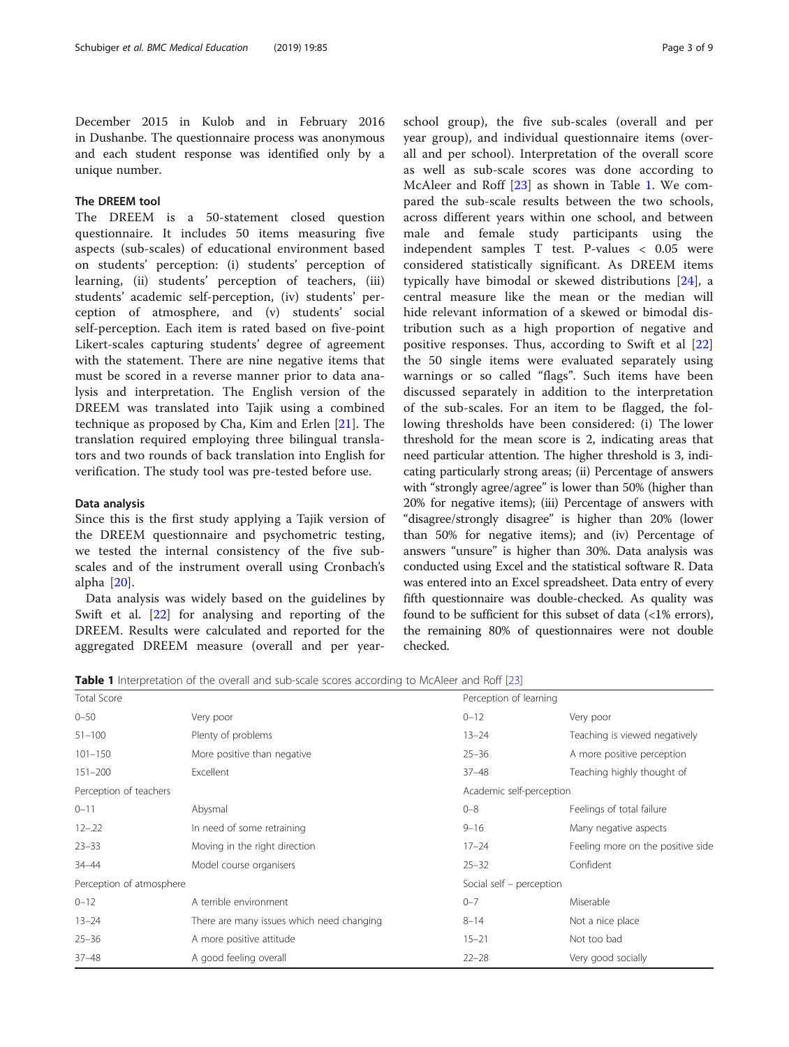December 2015 in Kulob and in February 2016 in Dushanbe. The questionnaire process was anonymous and each student response was identified only by a unique number.

### The DREEM tool

The DREEM is a 50-statement closed question questionnaire. It includes 50 items measuring five aspects (sub-scales) of educational environment based on students' perception: (i) students' perception of learning, (ii) students' perception of teachers, (iii) students' academic self-perception, (iv) students' perception of atmosphere, and (v) students' social self-perception. Each item is rated based on five-point Likert-scales capturing students' degree of agreement with the statement. There are nine negative items that must be scored in a reverse manner prior to data analysis and interpretation. The English version of the DREEM was translated into Tajik using a combined technique as proposed by Cha, Kim and Erlen [21]. The translation required employing three bilingual translators and two rounds of back translation into English for verification. The study tool was pre-tested before use.

### Data analysis

Since this is the first study applying a Tajik version of the DREEM questionnaire and psychometric testing, we tested the internal consistency of the five sub-scales and of the instrument overall using Cronbach's alpha [20].

Data analysis was widely based on the guidelines by Swift et al. [22] for analysing and reporting of the DREEM. Results were calculated and reported for the aggregated DREEM measure (overall and per year-school group), the five sub-scales (overall and per year group), and individual questionnaire items (overall and per school). Interpretation of the overall score as well as sub-scale scores was done according to McAleer and Roff [23] as shown in Table 1. We compared the sub-scale results between the two schools, across different years within one school, and between male and female study participants using the independent samples T test. P-values $< 0.05$ were considered statistically significant. As DREEM items typically have bimodal or skewed distributions [24], a central measure like the mean or the median will hide relevant information of a skewed or bimodal distribution such as a high proportion of negative and positive responses. Thus, according to Swift et al [22] the 50 single items were evaluated separately using warnings or so called "flags". Such items have been discussed separately in addition to the interpretation of the sub-scales. For an item to be flagged, the following thresholds have been considered: (i) The lower threshold for the mean score is 2, indicating areas that need particular attention. The higher threshold is 3, indicating particularly strong areas; (ii) Percentage of answers with "strongly agree/agree" is lower than 50% (higher than 20% for negative items); (iii) Percentage of answers with "disagree/strongly disagree" is higher than 20% (lower than 50% for negative items); and (iv) Percentage of answers "unsure" is higher than 30%. Data analysis was conducted using Excel and the statistical software R. Data was entered into an Excel spreadsheet. Data entry of every fifth questionnaire was double-checked. As quality was found to be sufficient for this subset of data (<1% errors), the remaining 80% of questionnaires were not double checked.

**Table 1** Interpretation of the overall and sub-scale scores according to McAleer and Roff [23]

| Total Score | | Perception of learning | |
|---|---|---|---|
| 0–50 | Very poor | 0–12 | Very poor |
| 51–100 | Plenty of problems | 13–24 | Teaching is viewed negatively |
| 101–150 | More positive than negative | 25–36 | A more positive perception |
| 151–200 | Excellent | 37–48 | Teaching highly thought of |
| Perception of teachers | | Academic self-perception | |
| 0–11 | Abysmal | 0–8 | Feelings of total failure |
| 12–.22 | In need of some retraining | 9–16 | Many negative aspects |
| 23–33 | Moving in the right direction | 17–24 | Feeling more on the positive side |
| 34–44 | Model course organisers | 25–32 | Confident |
| Perception of atmosphere | | Social self – perception | |
| 0–12 | A terrible environment | 0–7 | Miserable |
| 13–24 | There are many issues which need changing | 8–14 | Not a nice place |
| 25–36 | A more positive attitude | 15–21 | Not too bad |
| 37–48 | A good feeling overall | 22–28 | Very good socially |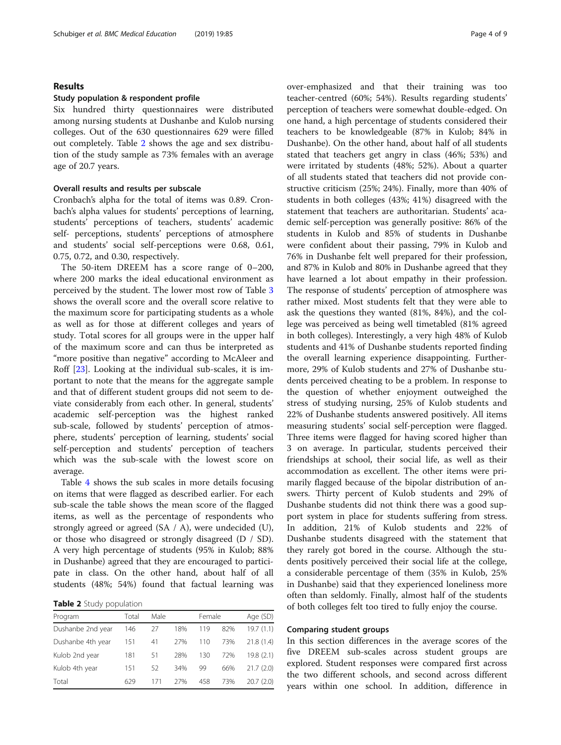## Results

### Study population & respondent profile

Six hundred thirty questionnaires were distributed among nursing students at Dushanbe and Kulob nursing colleges. Out of the 630 questionnaires 629 were filled out completely. Table 2 shows the age and sex distribution of the study sample as 73% females with an average age of 20.7 years.

### Overall results and results per subscale

Cronbach's alpha for the total of items was 0.89. Cronbach's alpha values for students' perceptions of learning, students' perceptions of teachers, students' academic self- perceptions, students' perceptions of atmosphere and students' social self-perceptions were 0.68, 0.61, 0.75, 0.72, and 0.30, respectively.

The 50-item DREEM has a score range of 0–200, where 200 marks the ideal educational environment as perceived by the student. The lower most row of Table 3 shows the overall score and the overall score relative to the maximum score for participating students as a whole as well as for those at different colleges and years of study. Total scores for all groups were in the upper half of the maximum score and can thus be interpreted as "more positive than negative" according to McAleer and Roff [23]. Looking at the individual sub-scales, it is important to note that the means for the aggregate sample and that of different student groups did not seem to deviate considerably from each other. In general, students' academic self-perception was the highest ranked sub-scale, followed by students' perception of atmosphere, students' perception of learning, students' social self-perception and students' perception of teachers which was the sub-scale with the lowest score on average.

Table 4 shows the sub scales in more details focusing on items that were flagged as described earlier. For each sub-scale the table shows the mean score of the flagged items, as well as the percentage of respondents who strongly agreed or agreed (SA / A), were undecided (U), or those who disagreed or strongly disagreed (D / SD). A very high percentage of students (95% in Kulob; 88% in Dushanbe) agreed that they are encouraged to participate in class. On the other hand, about half of all students (48%; 54%) found that factual learning was over-emphasized and that their training was too teacher-centred (60%; 54%). Results regarding students' perception of teachers were somewhat double-edged. On one hand, a high percentage of students considered their teachers to be knowledgeable (87% in Kulob; 84% in Dushanbe). On the other hand, about half of all students stated that teachers get angry in class (46%; 53%) and were irritated by students (48%; 52%). About a quarter of all students stated that teachers did not provide constructive criticism (25%; 24%). Finally, more than 40% of students in both colleges (43%; 41%) disagreed with the statement that teachers are authoritarian. Students' academic self-perception was generally positive: 86% of the students in Kulob and 85% of students in Dushanbe were confident about their passing, 79% in Kulob and 76% in Dushanbe felt well prepared for their profession, and 87% in Kulob and 80% in Dushanbe agreed that they have learned a lot about empathy in their profession. The response of students' perception of atmosphere was rather mixed. Most students felt that they were able to ask the questions they wanted (81%, 84%), and the college was perceived as being well timetabled (81% agreed in both colleges). Interestingly, a very high 48% of Kulob students and 41% of Dushanbe students reported finding the overall learning experience disappointing. Furthermore, 29% of Kulob students and 27% of Dushanbe students perceived cheating to be a problem. In response to the question of whether enjoyment outweighed the stress of studying nursing, 25% of Kulob students and 22% of Dushanbe students answered positively. All items measuring students' social self-perception were flagged. Three items were flagged for having scored higher than 3 on average. In particular, students perceived their friendships at school, their social life, as well as their accommodation as excellent. The other items were primarily flagged because of the bipolar distribution of answers. Thirty percent of Kulob students and 29% of Dushanbe students did not think there was a good support system in place for students suffering from stress. In addition, 21% of Kulob students and 22% of Dushanbe students disagreed with the statement that they rarely got bored in the course. Although the students positively perceived their social life at the college, a considerable percentage of them (35% in Kulob, 25% in Dushanbe) said that they experienced loneliness more often than seldomly. Finally, almost half of the students of both colleges felt too tired to fully enjoy the course.

**Table 2** Study population

| Program | Total | Male | | Female | | Age (SD) |
|---|---|---|---|---|---|---|
| Dushanbe 2nd year | 146 | 27 | 18% | 119 | 82% | 19.7 (1.1) |
| Dushanbe 4th year | 151 | 41 | 27% | 110 | 73% | 21.8 (1.4) |
| Kulob 2nd year | 181 | 51 | 28% | 130 | 72% | 19.8 (2.1) |
| Kulob 4th year | 151 | 52 | 34% | 99 | 66% | 21.7 (2.0) |
| Total | 629 | 171 | 27% | 458 | 73% | 20.7 (2.0) |

### Comparing student groups

In this section differences in the average scores of the five DREEM sub-scales across student groups are explored. Student responses were compared first across the two different schools, and second across different years within one school. In addition, difference in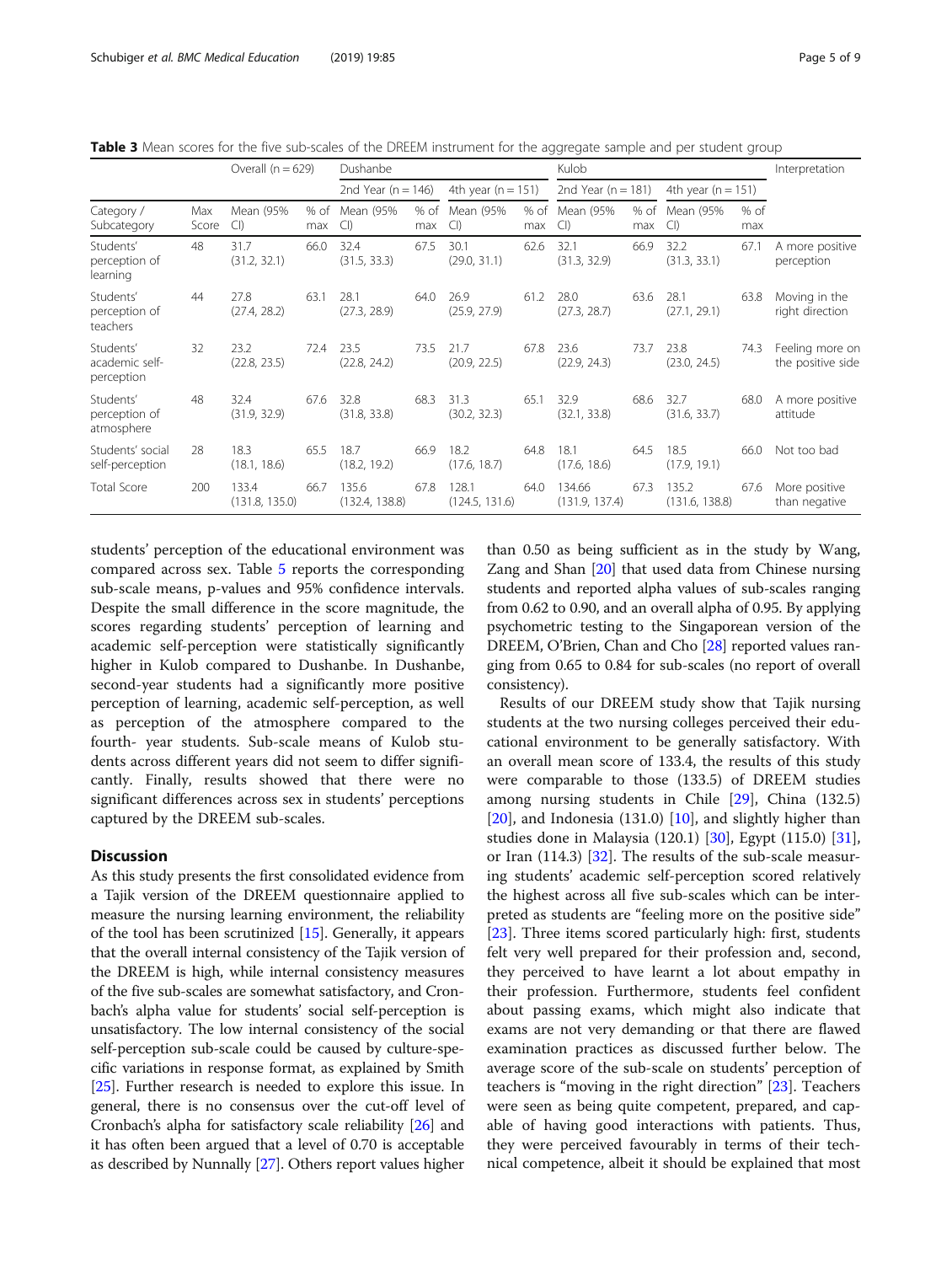**Table 3** Mean scores for the five sub-scales of the DREEM instrument for the aggregate sample and per student group

| | | Overall (n = 629) | | Dushanbe | | | | Kulob | | | | Interpretation |
|---|---|---|---|---|---|---|---|---|---|---|---|---|
| | | | | 2nd Year (n = 146) | | 4th year (n = 151) | | 2nd Year (n = 181) | | 4th year (n = 151) | | |
| Category / Subcategory | Max Score | Mean (95% CI) | % of max | Mean (95% CI) | % of max | Mean (95% CI) | % of max | Mean (95% CI) | % of max | Mean (95% CI) | % of max | |
| Students' perception of learning | 48 | 31.7 (31.2, 32.1) | 66.0 | 32.4 (31.5, 33.3) | 67.5 | 30.1 (29.0, 31.1) | 62.6 | 32.1 (31.3, 32.9) | 66.9 | 32.2 (31.3, 33.1) | 67.1 | A more positive perception |
| Students' perception of teachers | 44 | 27.8 (27.4, 28.2) | 63.1 | 28.1 (27.3, 28.9) | 64.0 | 26.9 (25.9, 27.9) | 61.2 | 28.0 (27.3, 28.7) | 63.6 | 28.1 (27.1, 29.1) | 63.8 | Moving in the right direction |
| Students' academic self-perception | 32 | 23.2 (22.8, 23.5) | 72.4 | 23.5 (22.8, 24.2) | 73.5 | 21.7 (20.9, 22.5) | 67.8 | 23.6 (22.9, 24.3) | 73.7 | 23.8 (23.0, 24.5) | 74.3 | Feeling more on the positive side |
| Students' perception of atmosphere | 48 | 32.4 (31.9, 32.9) | 67.6 | 32.8 (31.8, 33.8) | 68.3 | 31.3 (30.2, 32.3) | 65.1 | 32.9 (32.1, 33.8) | 68.6 | 32.7 (31.6, 33.7) | 68.0 | A more positive attitude |
| Students' social self-perception | 28 | 18.3 (18.1, 18.6) | 65.5 | 18.7 (18.2, 19.2) | 66.9 | 18.2 (17.6, 18.7) | 64.8 | 18.1 (17.6, 18.6) | 64.5 | 18.5 (17.9, 19.1) | 66.0 | Not too bad |
| Total Score | 200 | 133.4 (131.8, 135.0) | 66.7 | 135.6 (132.4, 138.8) | 67.8 | 128.1 (124.5, 131.6) | 64.0 | 134.66 (131.9, 137.4) | 67.3 | 135.2 (131.6, 138.8) | 67.6 | More positive than negative |

students' perception of the educational environment was compared across sex. Table 5 reports the corresponding sub-scale means, p-values and 95% confidence intervals. Despite the small difference in the score magnitude, the scores regarding students' perception of learning and academic self-perception were statistically significantly higher in Kulob compared to Dushanbe. In Dushanbe, second-year students had a significantly more positive perception of learning, academic self-perception, as well as perception of the atmosphere compared to the fourth- year students. Sub-scale means of Kulob students across different years did not seem to differ significantly. Finally, results showed that there were no significant differences across sex in students' perceptions captured by the DREEM sub-scales.

## Discussion

As this study presents the first consolidated evidence from a Tajik version of the DREEM questionnaire applied to measure the nursing learning environment, the reliability of the tool has been scrutinized [15]. Generally, it appears that the overall internal consistency of the Tajik version of the DREEM is high, while internal consistency measures of the five sub-scales are somewhat satisfactory, and Cronbach's alpha value for students' social self-perception is unsatisfactory. The low internal consistency of the social self-perception sub-scale could be caused by culture-specific variations in response format, as explained by Smith [25]. Further research is needed to explore this issue. In general, there is no consensus over the cut-off level of Cronbach's alpha for satisfactory scale reliability [26] and it has often been argued that a level of 0.70 is acceptable as described by Nunnally [27]. Others report values higher than 0.50 as being sufficient as in the study by Wang, Zang and Shan [20] that used data from Chinese nursing students and reported alpha values of sub-scales ranging from 0.62 to 0.90, and an overall alpha of 0.95. By applying psychometric testing to the Singaporean version of the DREEM, O'Brien, Chan and Cho [28] reported values ranging from 0.65 to 0.84 for sub-scales (no report of overall consistency).

Results of our DREEM study show that Tajik nursing students at the two nursing colleges perceived their educational environment to be generally satisfactory. With an overall mean score of 133.4, the results of this study were comparable to those (133.5) of DREEM studies among nursing students in Chile [29], China (132.5) [20], and Indonesia (131.0) [10], and slightly higher than studies done in Malaysia (120.1) [30], Egypt (115.0) [31], or Iran (114.3) [32]. The results of the sub-scale measuring students' academic self-perception scored relatively the highest across all five sub-scales which can be interpreted as students are "feeling more on the positive side" [23]. Three items scored particularly high: first, students felt very well prepared for their profession and, second, they perceived to have learnt a lot about empathy in their profession. Furthermore, students feel confident about passing exams, which might also indicate that exams are not very demanding or that there are flawed examination practices as discussed further below. The average score of the sub-scale on students' perception of teachers is "moving in the right direction" [23]. Teachers were seen as being quite competent, prepared, and capable of having good interactions with patients. Thus, they were perceived favourably in terms of their technical competence, albeit it should be explained that most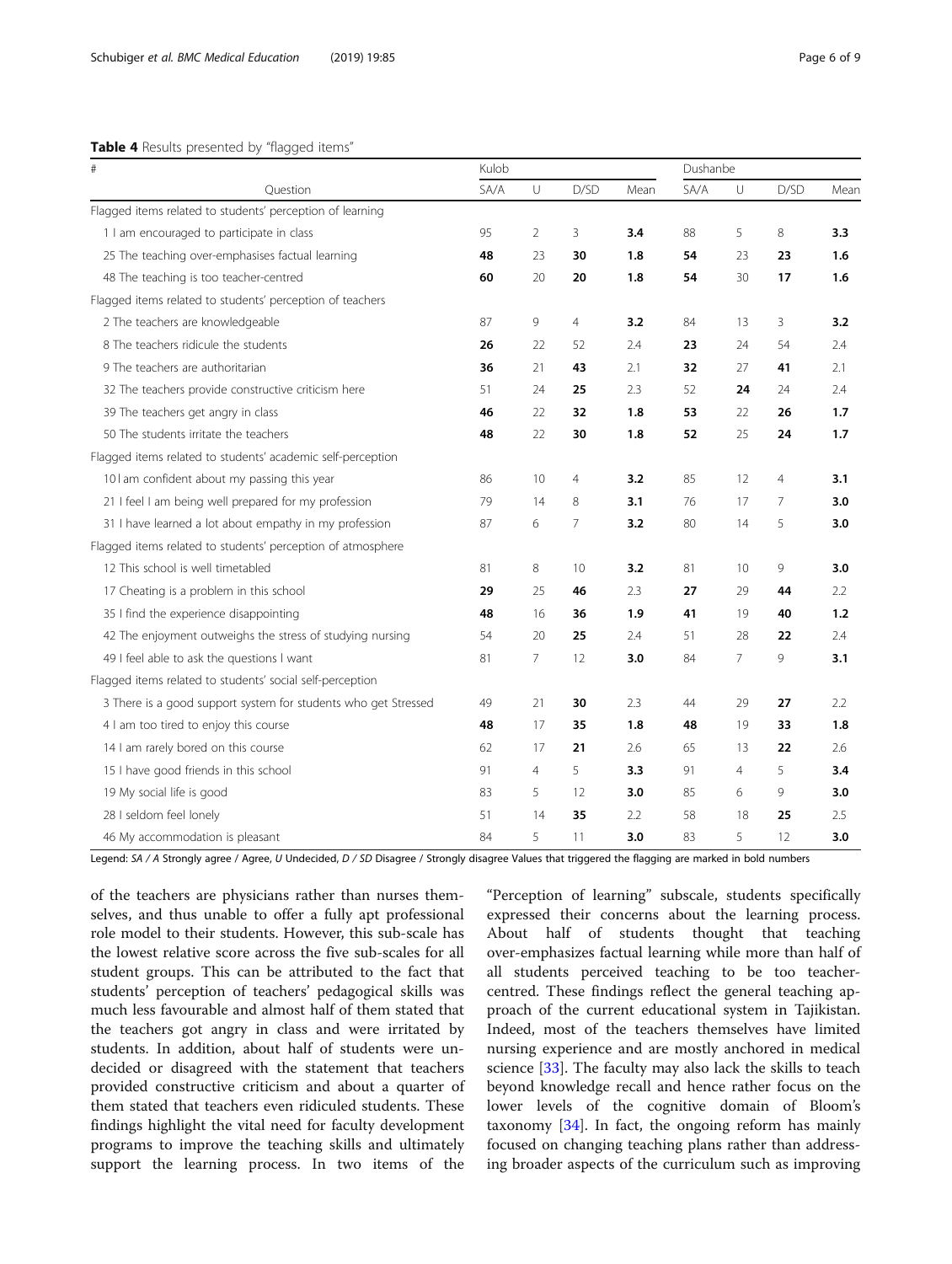**Table 4** Results presented by "flagged items"

| # | Kulob | | | | Dushanbe | | | |
|---|---|---|---|---|---|---|---|---|
| Question | SA/A | U | D/SD | Mean | SA/A | U | D/SD | Mean |
| Flagged items related to students' perception of learning | | | | | | | | |
| 1 I am encouraged to participate in class | 95 | 2 | 3 | **3.4** | 88 | 5 | 8 | **3.3** |
| 25 The teaching over-emphasises factual learning | **48** | 23 | **30** | **1.8** | **54** | 23 | **23** | **1.6** |
| 48 The teaching is too teacher-centred | **60** | 20 | **20** | **1.8** | **54** | 30 | **17** | **1.6** |
| Flagged items related to students' perception of teachers | | | | | | | | |
| 2 The teachers are knowledgeable | 87 | 9 | 4 | **3.2** | 84 | 13 | 3 | **3.2** |
| 8 The teachers ridicule the students | **26** | 22 | 52 | 2.4 | **23** | 24 | 54 | 2.4 |
| 9 The teachers are authoritarian | **36** | 21 | **43** | 2.1 | **32** | 27 | **41** | 2.1 |
| 32 The teachers provide constructive criticism here | 51 | 24 | **25** | 2.3 | 52 | **24** | 24 | 2.4 |
| 39 The teachers get angry in class | **46** | 22 | **32** | **1.8** | **53** | 22 | **26** | **1.7** |
| 50 The students irritate the teachers | **48** | 22 | **30** | **1.8** | **52** | 25 | **24** | **1.7** |
| Flagged items related to students' academic self-perception | | | | | | | | |
| 10 I am confident about my passing this year | 86 | 10 | 4 | **3.2** | 85 | 12 | 4 | **3.1** |
| 21 I feel I am being well prepared for my profession | 79 | 14 | 8 | **3.1** | 76 | 17 | 7 | **3.0** |
| 31 I have learned a lot about empathy in my profession | 87 | 6 | 7 | **3.2** | 80 | 14 | 5 | **3.0** |
| Flagged items related to students' perception of atmosphere | | | | | | | | |
| 12 This school is well timetabled | 81 | 8 | 10 | **3.2** | 81 | 10 | 9 | **3.0** |
| 17 Cheating is a problem in this school | **29** | 25 | **46** | 2.3 | **27** | 29 | **44** | 2.2 |
| 35 I find the experience disappointing | **48** | 16 | **36** | **1.9** | **41** | 19 | **40** | **1.2** |
| 42 The enjoyment outweighs the stress of studying nursing | 54 | 20 | **25** | 2.4 | 51 | 28 | **22** | 2.4 |
| 49 I feel able to ask the questions I want | 81 | 7 | 12 | **3.0** | 84 | 7 | 9 | **3.1** |
| Flagged items related to students' social self-perception | | | | | | | | |
| 3 There is a good support system for students who get Stressed | 49 | 21 | **30** | 2.3 | 44 | 29 | **27** | 2.2 |
| 4 I am too tired to enjoy this course | **48** | 17 | **35** | **1.8** | **48** | 19 | **33** | **1.8** |
| 14 I am rarely bored on this course | 62 | 17 | **21** | 2.6 | 65 | 13 | **22** | 2.6 |
| 15 I have good friends in this school | 91 | 4 | 5 | **3.3** | 91 | 4 | 5 | **3.4** |
| 19 My social life is good | 83 | 5 | 12 | **3.0** | 85 | 6 | 9 | **3.0** |
| 28 I seldom feel lonely | 51 | 14 | **35** | 2.2 | 58 | 18 | **25** | 2.5 |
| 46 My accommodation is pleasant | 84 | 5 | 11 | **3.0** | 83 | 5 | 12 | **3.0** |

Legend: *SA / A* Strongly agree / Agree, *U* Undecided, *D / SD* Disagree / Strongly disagree Values that triggered the flagging are marked in bold numbers

of the teachers are physicians rather than nurses themselves, and thus unable to offer a fully apt professional role model to their students. However, this sub-scale has the lowest relative score across the five sub-scales for all student groups. This can be attributed to the fact that students' perception of teachers' pedagogical skills was much less favourable and almost half of them stated that the teachers got angry in class and were irritated by students. In addition, about half of students were undecided or disagreed with the statement that teachers provided constructive criticism and about a quarter of them stated that teachers even ridiculed students. These findings highlight the vital need for faculty development programs to improve the teaching skills and ultimately support the learning process. In two items of the "Perception of learning" subscale, students specifically expressed their concerns about the learning process. About half of students thought that teaching over-emphasizes factual learning while more than half of all students perceived teaching to be too teacher-centred. These findings reflect the general teaching approach of the current educational system in Tajikistan. Indeed, most of the teachers themselves have limited nursing experience and are mostly anchored in medical science [33]. The faculty may also lack the skills to teach beyond knowledge recall and hence rather focus on the lower levels of the cognitive domain of Bloom's taxonomy [34]. In fact, the ongoing reform has mainly focused on changing teaching plans rather than addressing broader aspects of the curriculum such as improving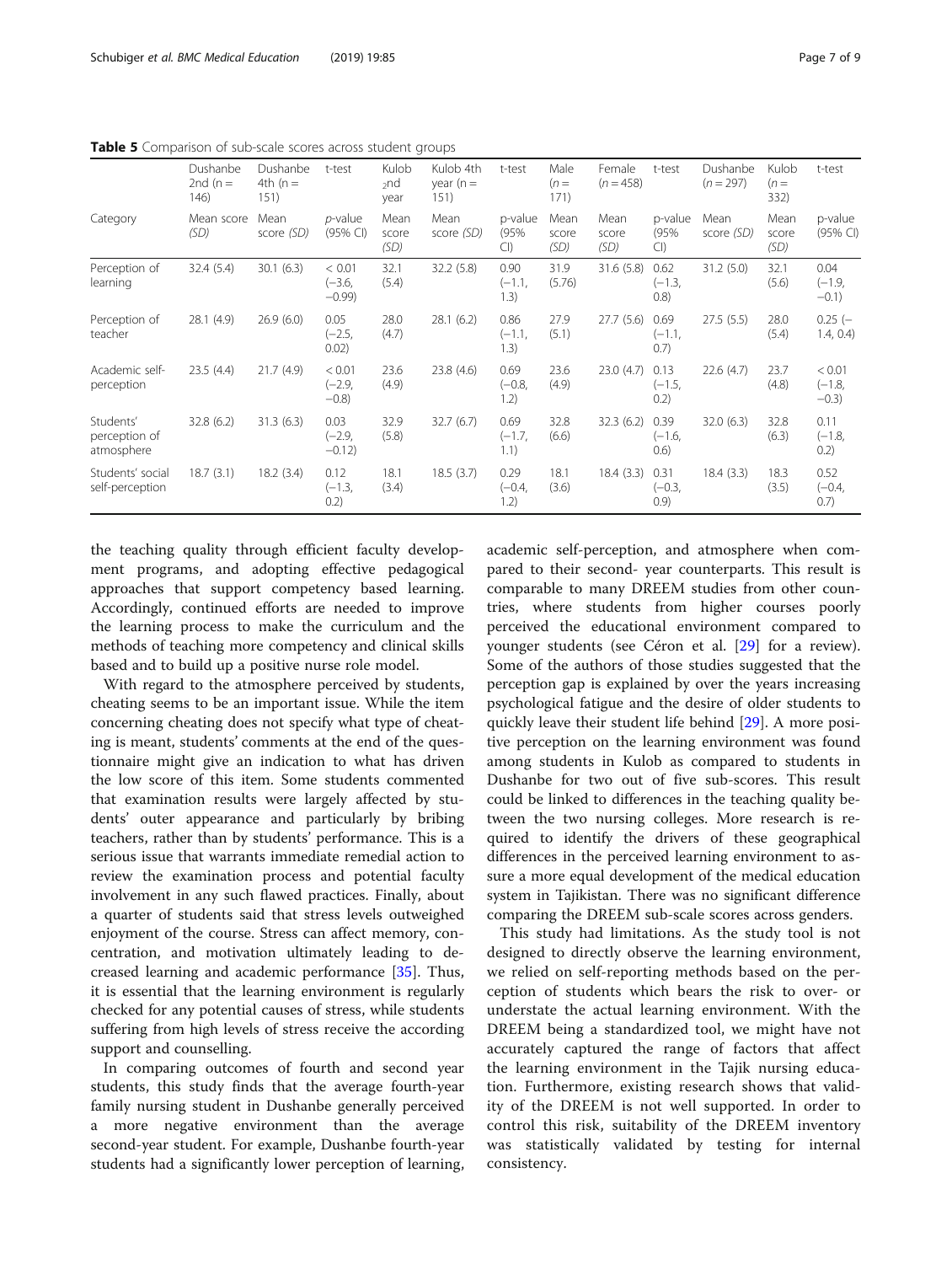**Table 5** Comparison of sub-scale scores across student groups

| | Dushanbe 2nd (n = 146) | Dushanbe 4th (n = 151) | t-test | Kulob 2nd year | Kulob 4th year (n = 151) | t-test | Male (n = 171) | Female (n = 458) | t-test | Dushanbe (n = 297) | Kulob (n = 332) | t-test |
|---|---|---|---|---|---|---|---|---|---|---|---|---|
| Category | Mean score *(SD)* | Mean score *(SD)* | *p*-value (95% CI) | Mean score *(SD)* | Mean score *(SD)* | p-value (95% CI) | Mean score *(SD)* | Mean score *(SD)* | p-value (95% CI) | Mean score *(SD)* | Mean score *(SD)* | p-value (95% CI) |
| Perception of learning | 32.4 (5.4) | 30.1 (6.3) | < 0.01 (−3.6, −0.99) | 32.1 (5.4) | 32.2 (5.8) | 0.90 (−1.1, 1.3) | 31.9 (5.76) | 31.6 (5.8) | 0.62 (−1.3, 0.8) | 31.2 (5.0) | 32.1 (5.6) | 0.04 (−1.9, −0.1) |
| Perception of teacher | 28.1 (4.9) | 26.9 (6.0) | 0.05 (−2.5, 0.02) | 28.0 (4.7) | 28.1 (6.2) | 0.86 (−1.1, 1.3) | 27.9 (5.1) | 27.7 (5.6) | 0.69 (−1.1, 0.7) | 27.5 (5.5) | 28.0 (5.4) | 0.25 (−1.4, 0.4) |
| Academic self-perception | 23.5 (4.4) | 21.7 (4.9) | < 0.01 (−2.9, −0.8) | 23.6 (4.9) | 23.8 (4.6) | 0.69 (−0.8, 1.2) | 23.6 (4.9) | 23.0 (4.7) | 0.13 (−1.5, 0.2) | 22.6 (4.7) | 23.7 (4.8) | < 0.01 (−1.8, −0.3) |
| Students' perception of atmosphere | 32.8 (6.2) | 31.3 (6.3) | 0.03 (−2.9, −0.12) | 32.9 (5.8) | 32.7 (6.7) | 0.69 (−1.7, 1.1) | 32.8 (6.6) | 32.3 (6.2) | 0.39 (−1.6, 0.6) | 32.0 (6.3) | 32.8 (6.3) | 0.11 (−1.8, 0.2) |
| Students' social self-perception | 18.7 (3.1) | 18.2 (3.4) | 0.12 (−1.3, 0.2) | 18.1 (3.4) | 18.5 (3.7) | 0.29 (−0.4, 1.2) | 18.1 (3.6) | 18.4 (3.3) | 0.31 (−0.3, 0.9) | 18.4 (3.3) | 18.3 (3.5) | 0.52 (−0.4, 0.7) |

the teaching quality through efficient faculty development programs, and adopting effective pedagogical approaches that support competency based learning. Accordingly, continued efforts are needed to improve the learning process to make the curriculum and the methods of teaching more competency and clinical skills based and to build up a positive nurse role model.

With regard to the atmosphere perceived by students, cheating seems to be an important issue. While the item concerning cheating does not specify what type of cheating is meant, students' comments at the end of the questionnaire might give an indication to what has driven the low score of this item. Some students commented that examination results were largely affected by students' outer appearance and particularly by bribing teachers, rather than by students' performance. This is a serious issue that warrants immediate remedial action to review the examination process and potential faculty involvement in any such flawed practices. Finally, about a quarter of students said that stress levels outweighed enjoyment of the course. Stress can affect memory, concentration, and motivation ultimately leading to decreased learning and academic performance [35]. Thus, it is essential that the learning environment is regularly checked for any potential causes of stress, while students suffering from high levels of stress receive the according support and counselling.

In comparing outcomes of fourth and second year students, this study finds that the average fourth-year family nursing student in Dushanbe generally perceived a more negative environment than the average second-year student. For example, Dushanbe fourth-year students had a significantly lower perception of learning, academic self-perception, and atmosphere when compared to their second- year counterparts. This result is comparable to many DREEM studies from other countries, where students from higher courses poorly perceived the educational environment compared to younger students (see Céron et al. [29] for a review). Some of the authors of those studies suggested that the perception gap is explained by over the years increasing psychological fatigue and the desire of older students to quickly leave their student life behind [29]. A more positive perception on the learning environment was found among students in Kulob as compared to students in Dushanbe for two out of five sub-scores. This result could be linked to differences in the teaching quality between the two nursing colleges. More research is required to identify the drivers of these geographical differences in the perceived learning environment to assure a more equal development of the medical education system in Tajikistan. There was no significant difference comparing the DREEM sub-scale scores across genders.

This study had limitations. As the study tool is not designed to directly observe the learning environment, we relied on self-reporting methods based on the perception of students which bears the risk to over- or understate the actual learning environment. With the DREEM being a standardized tool, we might have not accurately captured the range of factors that affect the learning environment in the Tajik nursing education. Furthermore, existing research shows that validity of the DREEM is not well supported. In order to control this risk, suitability of the DREEM inventory was statistically validated by testing for internal consistency.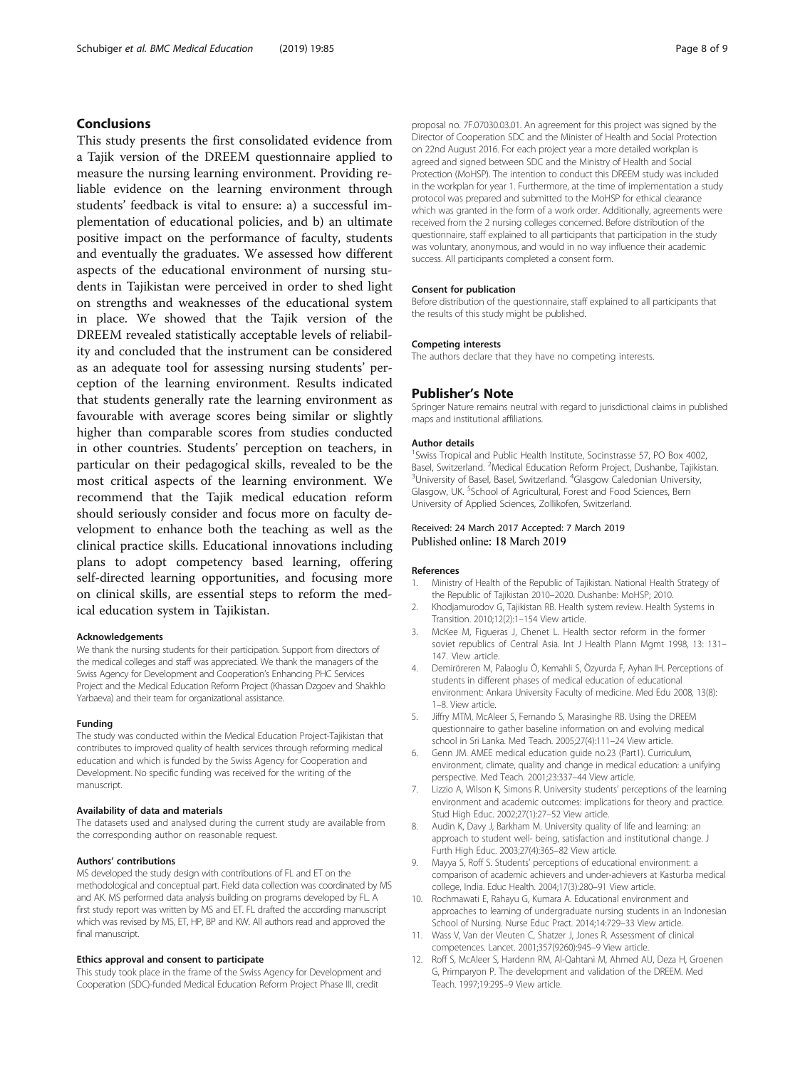## Conclusions

This study presents the first consolidated evidence from a Tajik version of the DREEM questionnaire applied to measure the nursing learning environment. Providing reliable evidence on the learning environment through students' feedback is vital to ensure: a) a successful implementation of educational policies, and b) an ultimate positive impact on the performance of faculty, students and eventually the graduates. We assessed how different aspects of the educational environment of nursing students in Tajikistan were perceived in order to shed light on strengths and weaknesses of the educational system in place. We showed that the Tajik version of the DREEM revealed statistically acceptable levels of reliability and concluded that the instrument can be considered as an adequate tool for assessing nursing students' perception of the learning environment. Results indicated that students generally rate the learning environment as favourable with average scores being similar or slightly higher than comparable scores from studies conducted in other countries. Students' perception on teachers, in particular on their pedagogical skills, revealed to be the most critical aspects of the learning environment. We recommend that the Tajik medical education reform should seriously consider and focus more on faculty development to enhance both the teaching as well as the clinical practice skills. Educational innovations including plans to adopt competency based learning, offering self-directed learning opportunities, and focusing more on clinical skills, are essential steps to reform the medical education system in Tajikistan.

#### Acknowledgements

We thank the nursing students for their participation. Support from directors of the medical colleges and staff was appreciated. We thank the managers of the Swiss Agency for Development and Cooperation's Enhancing PHC Services Project and the Medical Education Reform Project (Khassan Dzgoev and Shakhlo Yarbaeva) and their team for organizational assistance.

#### Funding

The study was conducted within the Medical Education Project-Tajikistan that contributes to improved quality of health services through reforming medical education and which is funded by the Swiss Agency for Cooperation and Development. No specific funding was received for the writing of the manuscript.

#### Availability of data and materials

The datasets used and analysed during the current study are available from the corresponding author on reasonable request.

#### Authors' contributions

MS developed the study design with contributions of FL and ET on the methodological and conceptual part. Field data collection was coordinated by MS and AK. MS performed data analysis building on programs developed by FL. A first study report was written by MS and ET. FL drafted the according manuscript which was revised by MS, ET, HP, BP and KW. All authors read and approved the final manuscript.

#### Ethics approval and consent to participate

This study took place in the frame of the Swiss Agency for Development and Cooperation (SDC)-funded Medical Education Reform Project Phase III, credit proposal no. 7F.07030.03.01. An agreement for this project was signed by the Director of Cooperation SDC and the Minister of Health and Social Protection on 22nd August 2016. For each project year a more detailed workplan is agreed and signed between SDC and the Ministry of Health and Social Protection (MoHSP). The intention to conduct this DREEM study was included in the workplan for year 1. Furthermore, at the time of implementation a study protocol was prepared and submitted to the MoHSP for ethical clearance which was granted in the form of a work order. Additionally, agreements were received from the 2 nursing colleges concerned. Before distribution of the questionnaire, staff explained to all participants that participation in the study was voluntary, anonymous, and would in no way influence their academic success. All participants completed a consent form.

#### Consent for publication

Before distribution of the questionnaire, staff explained to all participants that the results of this study might be published.

#### Competing interests

The authors declare that they have no competing interests.

## Publisher's Note

Springer Nature remains neutral with regard to jurisdictional claims in published maps and institutional affiliations.

#### Author details

[1]Swiss Tropical and Public Health Institute, Socinstrasse 57, PO Box 4002, Basel, Switzerland. [2]Medical Education Reform Project, Dushanbe, Tajikistan. [3]University of Basel, Basel, Switzerland. [4]Glasgow Caledonian University, Glasgow, UK. [5]School of Agricultural, Forest and Food Sciences, Bern University of Applied Sciences, Zollikofen, Switzerland.

Received: 24 March 2017 Accepted: 7 March 2019
Published online: 18 March 2019

#### References

1. Ministry of Health of the Republic of Tajikistan. National Health Strategy of the Republic of Tajikistan 2010–2020. Dushanbe: MoHSP; 2010.
2. Khodjamurodov G, Tajikistan RB. Health system review. Health Systems in Transition. 2010;12(2):1–154 View article.
3. McKee M, Figueras J, Chenet L. Health sector reform in the former soviet republics of Central Asia. Int J Health Plann Mgmt 1998, 13: 131–147. View article.
4. Demiröreren M, Palaoglu Ö, Kemahli S, Özyurda F, Ayhan IH. Perceptions of students in different phases of medical education of educational environment: Ankara University Faculty of medicine. Med Edu 2008, 13(8): 1–8. View article.
5. Jiffry MTM, McAleer S, Fernando S, Marasinghe RB. Using the DREEM questionnaire to gather baseline information on and evolving medical school in Sri Lanka. Med Teach. 2005;27(4):111–24 View article.
6. Genn JM. AMEE medical education guide no.23 (Part1). Curriculum, environment, climate, quality and change in medical education: a unifying perspective. Med Teach. 2001;23:337–44 View article.
7. Lizzio A, Wilson K, Simons R. University students' perceptions of the learning environment and academic outcomes: implications for theory and practice. Stud High Educ. 2002;27(1):27–52 View article.
8. Audin K, Davy J, Barkham M. University quality of life and learning: an approach to student well- being, satisfaction and institutional change. J Furth High Educ. 2003;27(4):365–82 View article.
9. Mayya S, Roff S. Students' perceptions of educational environment: a comparison of academic achievers and under-achievers at Kasturba medical college, India. Educ Health. 2004;17(3):280–91 View article.
10. Rochmawati E, Rahayu G, Kumara A. Educational environment and approaches to learning of undergraduate nursing students in an Indonesian School of Nursing. Nurse Educ Pract. 2014;14:729–33 View article.
11. Wass V, Van der Vleuten C, Shatzer J, Jones R. Assessment of clinical competences. Lancet. 2001;357(9260):945–9 View article.
12. Roff S, McAleer S, Hardenn RM, Al-Qahtani M, Ahmed AU, Deza H, Groenen G, Primparyon P. The development and validation of the DREEM. Med Teach. 1997;19:295–9 View article.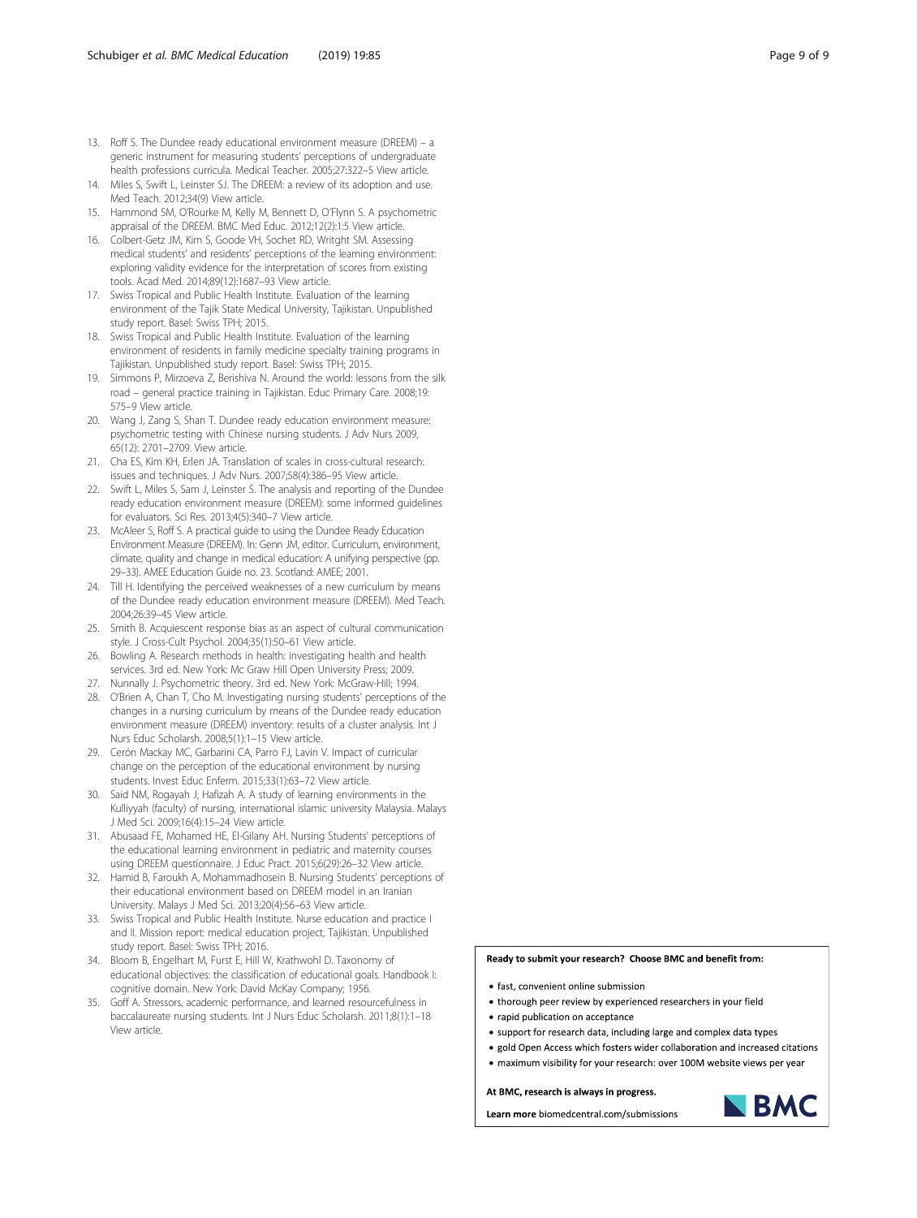13. Roff S. The Dundee ready educational environment measure (DREEM) – a generic instrument for measuring students' perceptions of undergraduate health professions curricula. Medical Teacher. 2005;27:322–5 View article.
14. Miles S, Swift L, Leinster SJ. The DREEM: a review of its adoption and use. Med Teach. 2012;34(9) View article.
15. Hammond SM, O'Rourke M, Kelly M, Bennett D, O'Flynn S. A psychometric appraisal of the DREEM. BMC Med Educ. 2012;12(2):1:5 View article.
16. Colbert-Getz JM, Kim S, Goode VH, Sochet RD, Writght SM. Assessing medical students' and residents' perceptions of the learning environment: exploring validity evidence for the interpretation of scores from existing tools. Acad Med. 2014;89(12):1687–93 View article.
17. Swiss Tropical and Public Health Institute. Evaluation of the learning environment of the Tajik State Medical University, Tajikistan. Unpublished study report. Basel: Swiss TPH; 2015.
18. Swiss Tropical and Public Health Institute. Evaluation of the learning environment of residents in family medicine specialty training programs in Tajikistan. Unpublished study report. Basel: Swiss TPH; 2015.
19. Simmons P, Mirzoeva Z, Berishiva N. Around the world: lessons from the silk road – general practice training in Tajikistan. Educ Primary Care. 2008;19:575–9 View article.
20. Wang J, Zang S, Shan T. Dundee ready education environment measure: psychometric testing with Chinese nursing students. J Adv Nurs 2009, 65(12): 2701–2709. View article.
21. Cha ES, Kim KH, Erlen JA. Translation of scales in cross-cultural research: issues and techniques. J Adv Nurs. 2007;58(4):386–95 View article.
22. Swift L, Miles S, Sam J, Leinster S. The analysis and reporting of the Dundee ready education environment measure (DREEM): some informed guidelines for evaluators. Sci Res. 2013;4(5):340–7 View article.
23. McAleer S, Roff S. A practical guide to using the Dundee Ready Education Environment Measure (DREEM). In: Genn JM, editor. Curriculum, environment, climate, quality and change in medical education: A unifying perspective (pp. 29–33). AMEE Education Guide no. 23. Scotland: AMEE; 2001.
24. Till H. Identifying the perceived weaknesses of a new curriculum by means of the Dundee ready education environment measure (DREEM). Med Teach. 2004;26:39–45 View article.
25. Smith B. Acquiescent response bias as an aspect of cultural communication style. J Cross-Cult Psychol. 2004;35(1):50–61 View article.
26. Bowling A. Research methods in health: investigating health and health services. 3rd ed. New York: Mc Graw Hill Open University Press; 2009.
27. Nunnally J. Psychometric theory. 3rd ed. New York: McGraw-Hill; 1994.
28. O'Brien A, Chan T, Cho M. Investigating nursing students' perceptions of the changes in a nursing curriculum by means of the Dundee ready education environment measure (DREEM) inventory: results of a cluster analysis. Int J Nurs Educ Scholarsh. 2008;5(1):1–15 View article.
29. Cerón Mackay MC, Garbarini CA, Parro FJ, Lavin V. Impact of curricular change on the perception of the educational environment by nursing students. Invest Educ Enferm. 2015;33(1):63–72 View article.
30. Said NM, Rogayah J, Hafizah A. A study of learning environments in the Kulliyyah (faculty) of nursing, international islamic university Malaysia. Malays J Med Sci. 2009;16(4):15–24 View article.
31. Abusaad FE, Mohamed HE, El-Gilany AH. Nursing Students' perceptions of the educational learning environment in pediatric and maternity courses using DREEM questionnaire. J Educ Pract. 2015;6(29):26–32 View article.
32. Hamid B, Faroukh A, Mohammadhosein B. Nursing Students' perceptions of their educational environment based on DREEM model in an Iranian University. Malays J Med Sci. 2013;20(4):56–63 View article.
33. Swiss Tropical and Public Health Institute. Nurse education and practice I and II. Mission report: medical education project, Tajikistan. Unpublished study report. Basel: Swiss TPH; 2016.
34. Bloom B, Engelhart M, Furst E, Hill W, Krathwohl D. Taxonomy of educational objectives: the classification of educational goals. Handbook I: cognitive domain. New York: David McKay Company; 1956.
35. Goff A. Stressors, academic performance, and learned resourcefulness in baccalaureate nursing students. Int J Nurs Educ Scholarsh. 2011;8(1):1–18 View article.

**Ready to submit your research? Choose BMC and benefit from:**

- fast, convenient online submission
- thorough peer review by experienced researchers in your field
- rapid publication on acceptance
- support for research data, including large and complex data types
- gold Open Access which fosters wider collaboration and increased citations
- maximum visibility for your research: over 100M website views per year

**At BMC, research is always in progress.**

**Learn more** biomedcentral.com/submissions

BMC